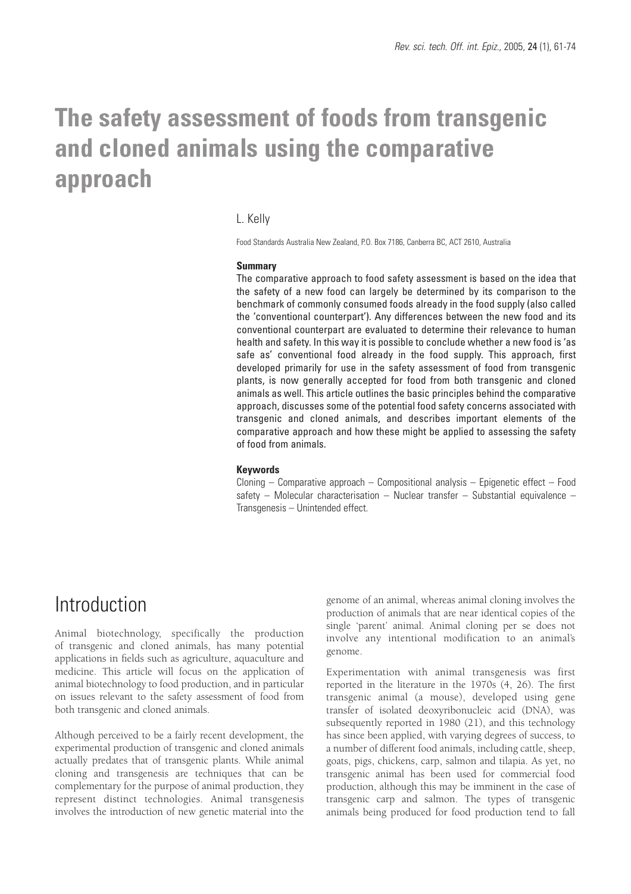# The safety assessment of foods from transgenic and cloned animals using the comparative approach

L. Kelly

Food Standards Australia New Zealand, P.O. Box 7186, Canberra BC, ACT 2610, Australia

**Summary**

The comparative approach to food safety assessment is based on the idea that the safety of a new food can largely be determined by its comparison to the benchmark of commonly consumed foods already in the food supply (also called the 'conventional counterpart'). Any differences between the new food and its conventional counterpart are evaluated to determine their relevance to human health and safety. In this way it is possible to conclude whether a new food is 'as safe as' conventional food already in the food supply. This approach, first developed primarily for use in the safety assessment of food from transgenic plants, is now generally accepted for food from both transgenic and cloned animals as well. This article outlines the basic principles behind the comparative approach, discusses some of the potential food safety concerns associated with transgenic and cloned animals, and describes important elements of the comparative approach and how these might be applied to assessing the safety of food from animals.

**Keywords**

Cloning – Comparative approach – Compositional analysis – Epigenetic effect – Food safety – Molecular characterisation – Nuclear transfer – Substantial equivalence – Transgenesis – Unintended effect.

## Introduction

Animal biotechnology, specifically the production of transgenic and cloned animals, has many potential applications in fields such as agriculture, aquaculture and medicine. This article will focus on the application of animal biotechnology to food production, and in particular on issues relevant to the safety assessment of food from both transgenic and cloned animals.

Although perceived to be a fairly recent development, the experimental production of transgenic and cloned animals actually predates that of transgenic plants. While animal cloning and transgenesis are techniques that can be complementary for the purpose of animal production, they represent distinct technologies. Animal transgenesis involves the introduction of new genetic material into the genome of an animal, whereas animal cloning involves the production of animals that are near identical copies of the single 'parent' animal. Animal cloning per se does not involve any intentional modification to an animal's genome.

Experimentation with animal transgenesis was first reported in the literature in the 1970s (4, 26). The first transgenic animal (a mouse), developed using gene transfer of isolated deoxyribonucleic acid (DNA), was subsequently reported in 1980 (21), and this technology has since been applied, with varying degrees of success, to a number of different food animals, including cattle, sheep, goats, pigs, chickens, carp, salmon and tilapia. As yet, no transgenic animal has been used for commercial food production, although this may be imminent in the case of transgenic carp and salmon. The types of transgenic animals being produced for food production tend to fall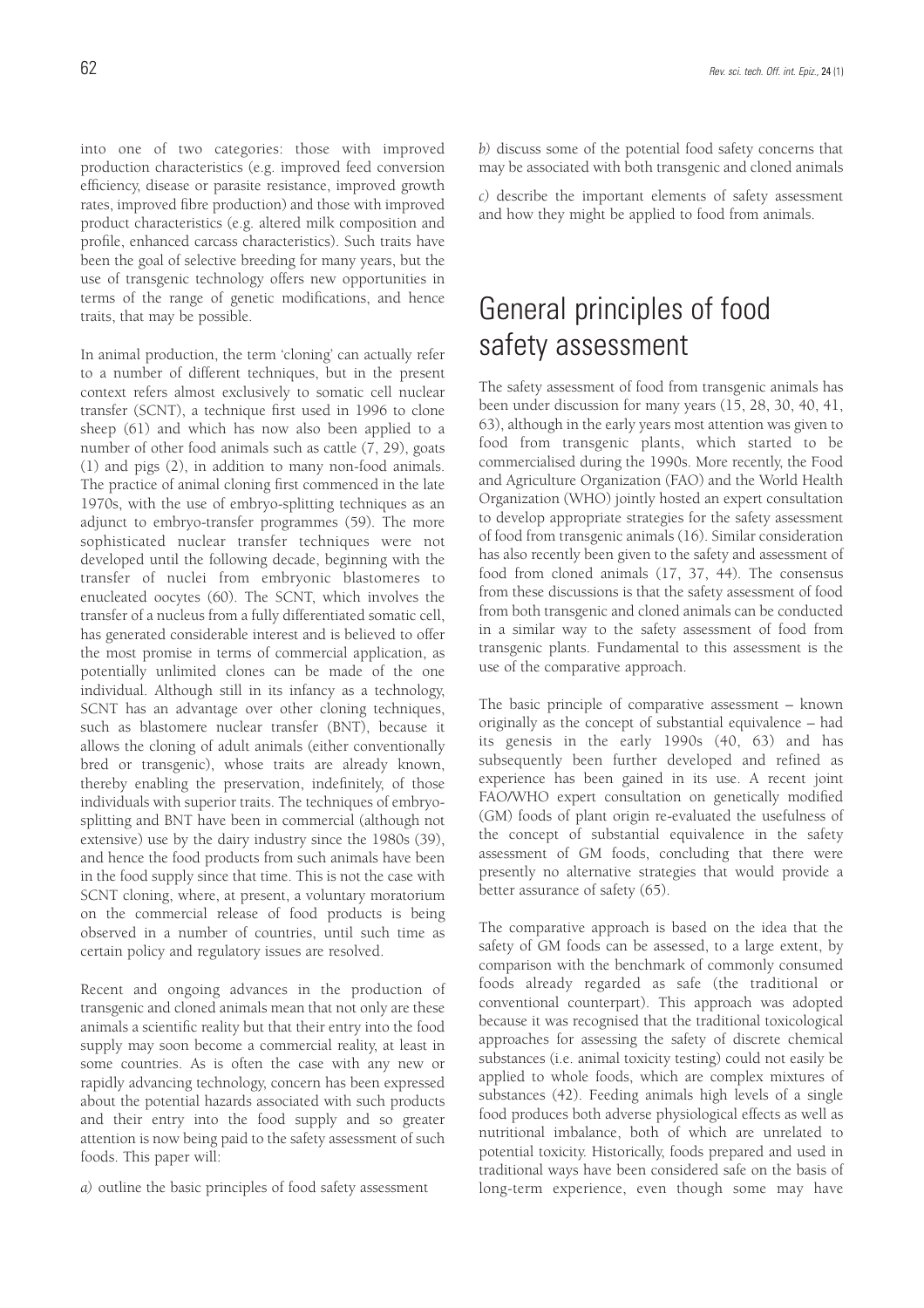into one of two categories: those with improved production characteristics (e.g. improved feed conversion efficiency, disease or parasite resistance, improved growth rates, improved fibre production) and those with improved product characteristics (e.g. altered milk composition and profile, enhanced carcass characteristics). Such traits have been the goal of selective breeding for many years, but the use of transgenic technology offers new opportunities in terms of the range of genetic modifications, and hence traits, that may be possible.

In animal production, the term 'cloning' can actually refer to a number of different techniques, but in the present context refers almost exclusively to somatic cell nuclear transfer (SCNT), a technique first used in 1996 to clone sheep (61) and which has now also been applied to a number of other food animals such as cattle (7, 29), goats (1) and pigs (2), in addition to many non-food animals. The practice of animal cloning first commenced in the late 1970s, with the use of embryo-splitting techniques as an adjunct to embryo-transfer programmes (59). The more sophisticated nuclear transfer techniques were not developed until the following decade, beginning with the transfer of nuclei from embryonic blastomeres to enucleated oocytes (60). The SCNT, which involves the transfer of a nucleus from a fully differentiated somatic cell, has generated considerable interest and is believed to offer the most promise in terms of commercial application, as potentially unlimited clones can be made of the one individual. Although still in its infancy as a technology, SCNT has an advantage over other cloning techniques, such as blastomere nuclear transfer (BNT), because it allows the cloning of adult animals (either conventionally bred or transgenic), whose traits are already known, thereby enabling the preservation, indefinitely, of those individuals with superior traits. The techniques of embryo-splitting and BNT have been in commercial (although not extensive) use by the dairy industry since the 1980s (39), and hence the food products from such animals have been in the food supply since that time. This is not the case with SCNT cloning, where, at present, a voluntary moratorium on the commercial release of food products is being observed in a number of countries, until such time as certain policy and regulatory issues are resolved.

Recent and ongoing advances in the production of transgenic and cloned animals mean that not only are these animals a scientific reality but that their entry into the food supply may soon become a commercial reality, at least in some countries. As is often the case with any new or rapidly advancing technology, concern has been expressed about the potential hazards associated with such products and their entry into the food supply and so greater attention is now being paid to the safety assessment of such foods. This paper will:

*a)* outline the basic principles of food safety assessment

*b)* discuss some of the potential food safety concerns that may be associated with both transgenic and cloned animals

*c)* describe the important elements of safety assessment and how they might be applied to food from animals.

# General principles of food safety assessment

The safety assessment of food from transgenic animals has been under discussion for many years (15, 28, 30, 40, 41, 63), although in the early years most attention was given to food from transgenic plants, which started to be commercialised during the 1990s. More recently, the Food and Agriculture Organization (FAO) and the World Health Organization (WHO) jointly hosted an expert consultation to develop appropriate strategies for the safety assessment of food from transgenic animals (16). Similar consideration has also recently been given to the safety and assessment of food from cloned animals (17, 37, 44). The consensus from these discussions is that the safety assessment of food from both transgenic and cloned animals can be conducted in a similar way to the safety assessment of food from transgenic plants. Fundamental to this assessment is the use of the comparative approach.

The basic principle of comparative assessment – known originally as the concept of substantial equivalence – had its genesis in the early 1990s (40, 63) and has subsequently been further developed and refined as experience has been gained in its use. A recent joint FAO/WHO expert consultation on genetically modified (GM) foods of plant origin re-evaluated the usefulness of the concept of substantial equivalence in the safety assessment of GM foods, concluding that there were presently no alternative strategies that would provide a better assurance of safety (65).

The comparative approach is based on the idea that the safety of GM foods can be assessed, to a large extent, by comparison with the benchmark of commonly consumed foods already regarded as safe (the traditional or conventional counterpart). This approach was adopted because it was recognised that the traditional toxicological approaches for assessing the safety of discrete chemical substances (i.e. animal toxicity testing) could not easily be applied to whole foods, which are complex mixtures of substances (42). Feeding animals high levels of a single food produces both adverse physiological effects as well as nutritional imbalance, both of which are unrelated to potential toxicity. Historically, foods prepared and used in traditional ways have been considered safe on the basis of long-term experience, even though some may have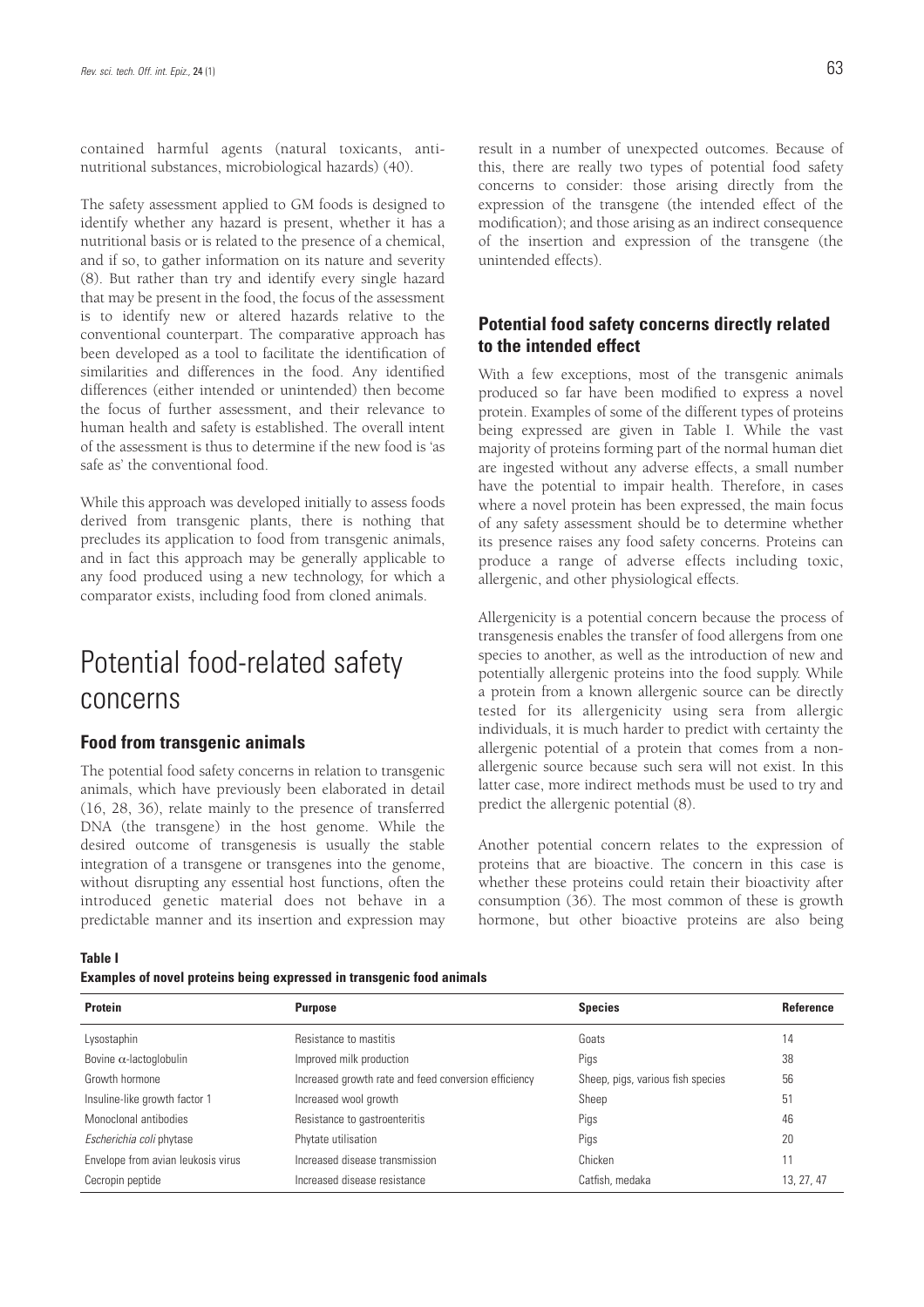contained harmful agents (natural toxicants, anti-nutritional substances, microbiological hazards) (40).

The safety assessment applied to GM foods is designed to identify whether any hazard is present, whether it has a nutritional basis or is related to the presence of a chemical, and if so, to gather information on its nature and severity (8). But rather than try and identify every single hazard that may be present in the food, the focus of the assessment is to identify new or altered hazards relative to the conventional counterpart. The comparative approach has been developed as a tool to facilitate the identification of similarities and differences in the food. Any identified differences (either intended or unintended) then become the focus of further assessment, and their relevance to human health and safety is established. The overall intent of the assessment is thus to determine if the new food is 'as safe as' the conventional food.

While this approach was developed initially to assess foods derived from transgenic plants, there is nothing that precludes its application to food from transgenic animals, and in fact this approach may be generally applicable to any food produced using a new technology, for which a comparator exists, including food from cloned animals.

# Potential food-related safety concerns

## Food from transgenic animals

The potential food safety concerns in relation to transgenic animals, which have previously been elaborated in detail (16, 28, 36), relate mainly to the presence of transferred DNA (the transgene) in the host genome. While the desired outcome of transgenesis is usually the stable integration of a transgene or transgenes into the genome, without disrupting any essential host functions, often the introduced genetic material does not behave in a predictable manner and its insertion and expression may result in a number of unexpected outcomes. Because of this, there are really two types of potential food safety concerns to consider: those arising directly from the expression of the transgene (the intended effect of the modification); and those arising as an indirect consequence of the insertion and expression of the transgene (the unintended effects).

## Potential food safety concerns directly related to the intended effect

With a few exceptions, most of the transgenic animals produced so far have been modified to express a novel protein. Examples of some of the different types of proteins being expressed are given in Table I. While the vast majority of proteins forming part of the normal human diet are ingested without any adverse effects, a small number have the potential to impair health. Therefore, in cases where a novel protein has been expressed, the main focus of any safety assessment should be to determine whether its presence raises any food safety concerns. Proteins can produce a range of adverse effects including toxic, allergenic, and other physiological effects.

Allergenicity is a potential concern because the process of transgenesis enables the transfer of food allergens from one species to another, as well as the introduction of new and potentially allergenic proteins into the food supply. While a protein from a known allergenic source can be directly tested for its allergenicity using sera from allergic individuals, it is much harder to predict with certainty the allergenic potential of a protein that comes from a non-allergenic source because such sera will not exist. In this latter case, more indirect methods must be used to try and predict the allergenic potential (8).

Another potential concern relates to the expression of proteins that are bioactive. The concern in this case is whether these proteins could retain their bioactivity after consumption (36). The most common of these is growth hormone, but other bioactive proteins are also being

**Table I**
**Examples of novel proteins being expressed in transgenic food animals**

| Protein | Purpose | Species | Reference |
|---|---|---|---|
| Lysostaphin | Resistance to mastitis | Goats | 14 |
| Bovine $\alpha$-lactoglobulin | Improved milk production | Pigs | 38 |
| Growth hormone | Increased growth rate and feed conversion efficiency | Sheep, pigs, various fish species | 56 |
| Insuline-like growth factor 1 | Increased wool growth | Sheep | 51 |
| Monoclonal antibodies | Resistance to gastroenteritis | Pigs | 46 |
| *Escherichia coli* phytase | Phytate utilisation | Pigs | 20 |
| Envelope from avian leukosis virus | Increased disease transmission | Chicken | 11 |
| Cecropin peptide | Increased disease resistance | Catfish, medaka | 13, 27, 47 |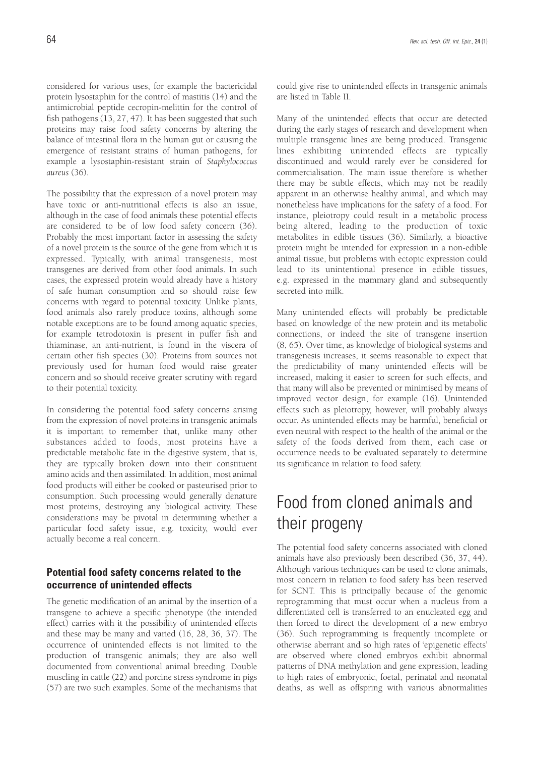considered for various uses, for example the bactericidal protein lysostaphin for the control of mastitis (14) and the antimicrobial peptide cecropin-melittin for the control of fish pathogens (13, 27, 47). It has been suggested that such proteins may raise food safety concerns by altering the balance of intestinal flora in the human gut or causing the emergence of resistant strains of human pathogens, for example a lysostaphin-resistant strain of *Staphylococcus aureus* (36).

The possibility that the expression of a novel protein may have toxic or anti-nutritional effects is also an issue, although in the case of food animals these potential effects are considered to be of low food safety concern (36). Probably the most important factor in assessing the safety of a novel protein is the source of the gene from which it is expressed. Typically, with animal transgenesis, most transgenes are derived from other food animals. In such cases, the expressed protein would already have a history of safe human consumption and so should raise few concerns with regard to potential toxicity. Unlike plants, food animals also rarely produce toxins, although some notable exceptions are to be found among aquatic species, for example tetrodotoxin is present in puffer fish and thiaminase, an anti-nutrient, is found in the viscera of certain other fish species (30). Proteins from sources not previously used for human food would raise greater concern and so should receive greater scrutiny with regard to their potential toxicity.

In considering the potential food safety concerns arising from the expression of novel proteins in transgenic animals it is important to remember that, unlike many other substances added to foods, most proteins have a predictable metabolic fate in the digestive system, that is, they are typically broken down into their constituent amino acids and then assimilated. In addition, most animal food products will either be cooked or pasteurised prior to consumption. Such processing would generally denature most proteins, destroying any biological activity. These considerations may be pivotal in determining whether a particular food safety issue, e.g. toxicity, would ever actually become a real concern.

### Potential food safety concerns related to the occurrence of unintended effects

The genetic modification of an animal by the insertion of a transgene to achieve a specific phenotype (the intended effect) carries with it the possibility of unintended effects and these may be many and varied (16, 28, 36, 37). The occurrence of unintended effects is not limited to the production of transgenic animals; they are also well documented from conventional animal breeding. Double muscling in cattle (22) and porcine stress syndrome in pigs (57) are two such examples. Some of the mechanisms that could give rise to unintended effects in transgenic animals are listed in Table II.

Many of the unintended effects that occur are detected during the early stages of research and development when multiple transgenic lines are being produced. Transgenic lines exhibiting unintended effects are typically discontinued and would rarely ever be considered for commercialisation. The main issue therefore is whether there may be subtle effects, which may not be readily apparent in an otherwise healthy animal, and which may nonetheless have implications for the safety of a food. For instance, pleiotropy could result in a metabolic process being altered, leading to the production of toxic metabolites in edible tissues (36). Similarly, a bioactive protein might be intended for expression in a non-edible animal tissue, but problems with ectopic expression could lead to its unintentional presence in edible tissues, e.g. expressed in the mammary gland and subsequently secreted into milk.

Many unintended effects will probably be predictable based on knowledge of the new protein and its metabolic connections, or indeed the site of transgene insertion (8, 65). Over time, as knowledge of biological systems and transgenesis increases, it seems reasonable to expect that the predictability of many unintended effects will be increased, making it easier to screen for such effects, and that many will also be prevented or minimised by means of improved vector design, for example (16). Unintended effects such as pleiotropy, however, will probably always occur. As unintended effects may be harmful, beneficial or even neutral with respect to the health of the animal or the safety of the foods derived from them, each case or occurrence needs to be evaluated separately to determine its significance in relation to food safety.

## Food from cloned animals and their progeny

The potential food safety concerns associated with cloned animals have also previously been described (36, 37, 44). Although various techniques can be used to clone animals, most concern in relation to food safety has been reserved for SCNT. This is principally because of the genomic reprogramming that must occur when a nucleus from a differentiated cell is transferred to an enucleated egg and then forced to direct the development of a new embryo (36). Such reprogramming is frequently incomplete or otherwise aberrant and so high rates of 'epigenetic effects' are observed where cloned embryos exhibit abnormal patterns of DNA methylation and gene expression, leading to high rates of embryonic, foetal, perinatal and neonatal deaths, as well as offspring with various abnormalities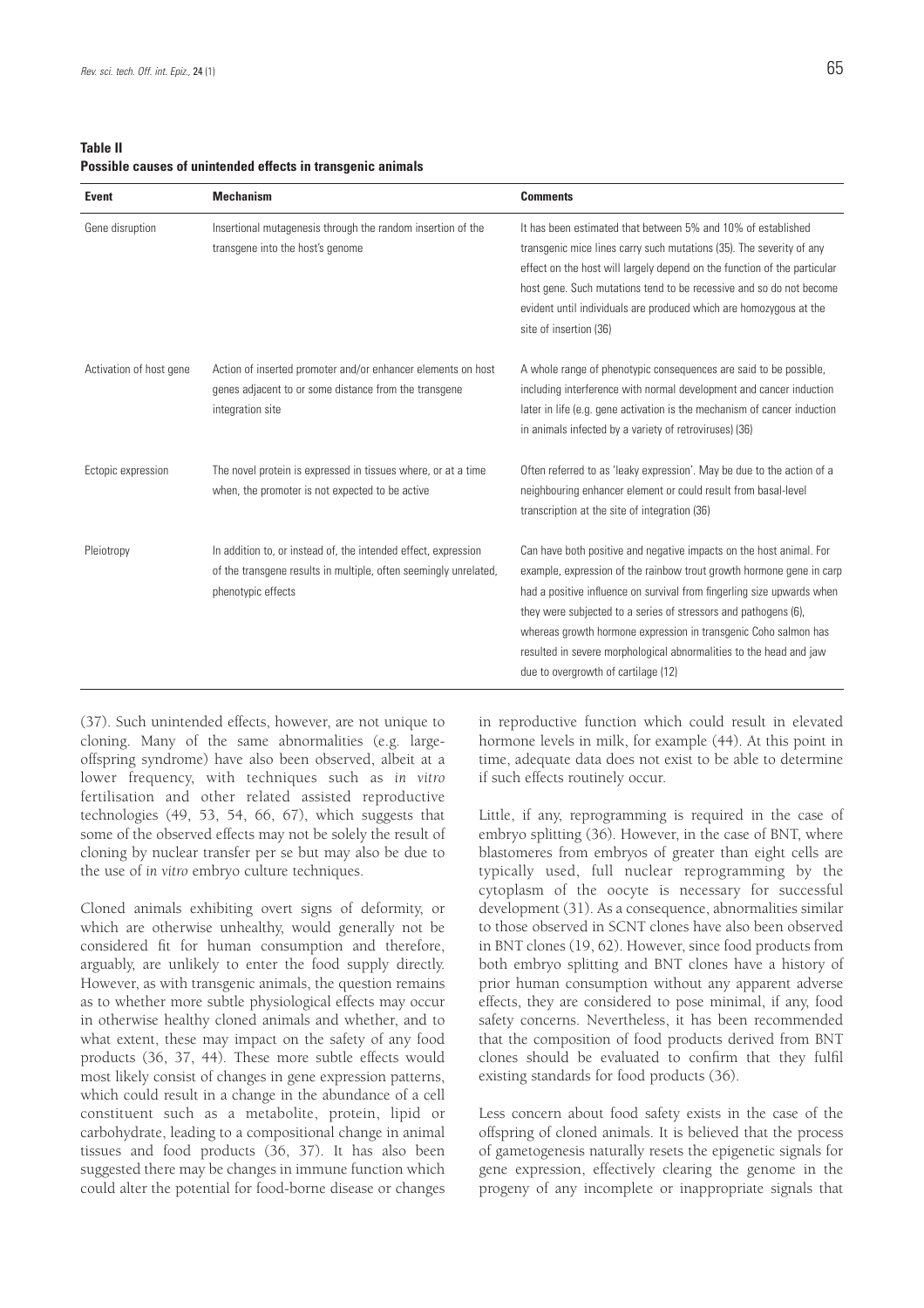**Table II**
**Possible causes of unintended effects in transgenic animals**

| Event | Mechanism | Comments |
|---|---|---|
| Gene disruption | Insertional mutagenesis through the random insertion of the transgene into the host's genome | It has been estimated that between 5% and 10% of established transgenic mice lines carry such mutations (35). The severity of any effect on the host will largely depend on the function of the particular host gene. Such mutations tend to be recessive and so do not become evident until individuals are produced which are homozygous at the site of insertion (36) |
| Activation of host gene | Action of inserted promoter and/or enhancer elements on host genes adjacent to or some distance from the transgene integration site | A whole range of phenotypic consequences are said to be possible, including interference with normal development and cancer induction later in life (e.g. gene activation is the mechanism of cancer induction in animals infected by a variety of retroviruses) (36) |
| Ectopic expression | The novel protein is expressed in tissues where, or at a time when, the promoter is not expected to be active | Often referred to as 'leaky expression'. May be due to the action of a neighbouring enhancer element or could result from basal-level transcription at the site of integration (36) |
| Pleiotropy | In addition to, or instead of, the intended effect, expression of the transgene results in multiple, often seemingly unrelated, phenotypic effects | Can have both positive and negative impacts on the host animal. For example, expression of the rainbow trout growth hormone gene in carp had a positive influence on survival from fingerling size upwards when they were subjected to a series of stressors and pathogens (6), whereas growth hormone expression in transgenic Coho salmon has resulted in severe morphological abnormalities to the head and jaw due to overgrowth of cartilage (12) |

(37). Such unintended effects, however, are not unique to cloning. Many of the same abnormalities (e.g. large-offspring syndrome) have also been observed, albeit at a lower frequency, with techniques such as *in vitro* fertilisation and other related assisted reproductive technologies (49, 53, 54, 66, 67), which suggests that some of the observed effects may not be solely the result of cloning by nuclear transfer per se but may also be due to the use of *in vitro* embryo culture techniques.

Cloned animals exhibiting overt signs of deformity, or which are otherwise unhealthy, would generally not be considered fit for human consumption and therefore, arguably, are unlikely to enter the food supply directly. However, as with transgenic animals, the question remains as to whether more subtle physiological effects may occur in otherwise healthy cloned animals and whether, and to what extent, these may impact on the safety of any food products (36, 37, 44). These more subtle effects would most likely consist of changes in gene expression patterns, which could result in a change in the abundance of a cell constituent such as a metabolite, protein, lipid or carbohydrate, leading to a compositional change in animal tissues and food products (36, 37). It has also been suggested there may be changes in immune function which could alter the potential for food-borne disease or changes in reproductive function which could result in elevated hormone levels in milk, for example (44). At this point in time, adequate data does not exist to be able to determine if such effects routinely occur.

Little, if any, reprogramming is required in the case of embryo splitting (36). However, in the case of BNT, where blastomeres from embryos of greater than eight cells are typically used, full nuclear reprogramming by the cytoplasm of the oocyte is necessary for successful development (31). As a consequence, abnormalities similar to those observed in SCNT clones have also been observed in BNT clones (19, 62). However, since food products from both embryo splitting and BNT clones have a history of prior human consumption without any apparent adverse effects, they are considered to pose minimal, if any, food safety concerns. Nevertheless, it has been recommended that the composition of food products derived from BNT clones should be evaluated to confirm that they fulfil existing standards for food products (36).

Less concern about food safety exists in the case of the offspring of cloned animals. It is believed that the process of gametogenesis naturally resets the epigenetic signals for gene expression, effectively clearing the genome in the progeny of any incomplete or inappropriate signals that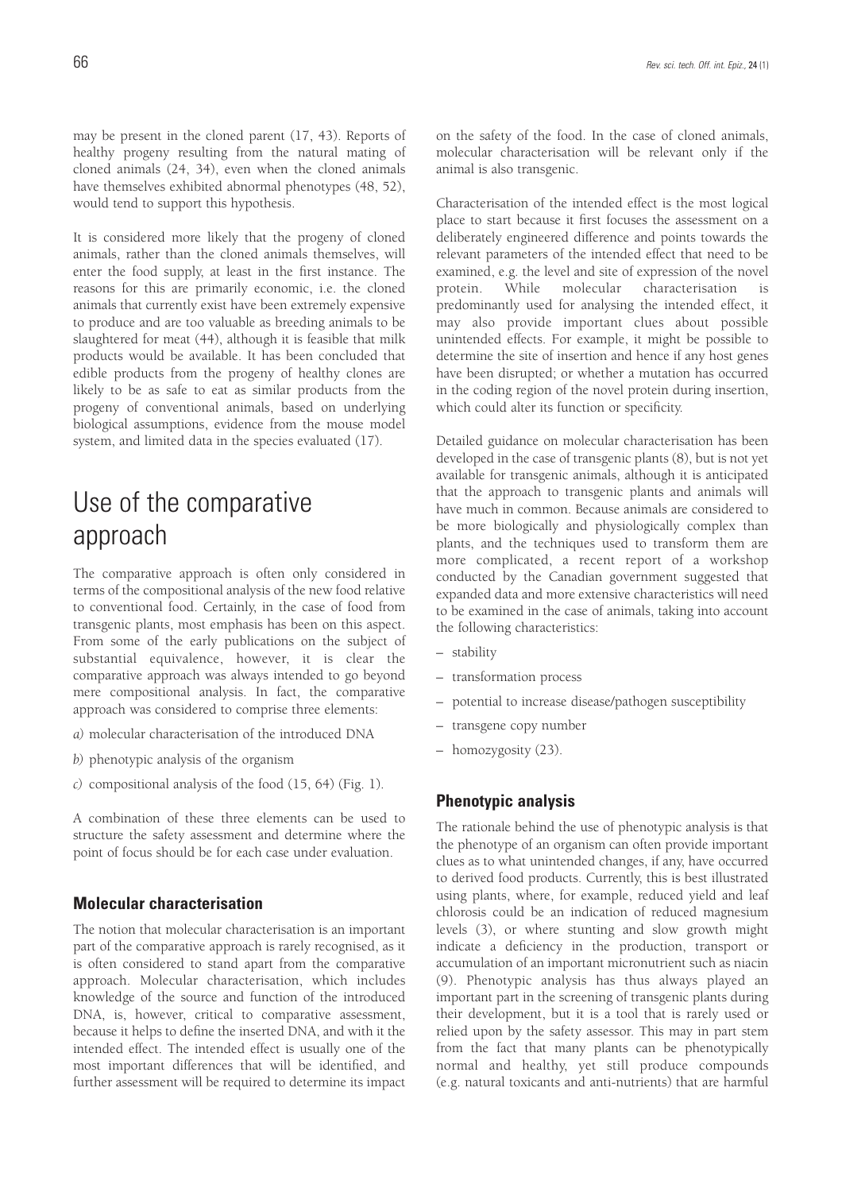may be present in the cloned parent (17, 43). Reports of healthy progeny resulting from the natural mating of cloned animals (24, 34), even when the cloned animals have themselves exhibited abnormal phenotypes (48, 52), would tend to support this hypothesis.

It is considered more likely that the progeny of cloned animals, rather than the cloned animals themselves, will enter the food supply, at least in the first instance. The reasons for this are primarily economic, i.e. the cloned animals that currently exist have been extremely expensive to produce and are too valuable as breeding animals to be slaughtered for meat (44), although it is feasible that milk products would be available. It has been concluded that edible products from the progeny of healthy clones are likely to be as safe to eat as similar products from the progeny of conventional animals, based on underlying biological assumptions, evidence from the mouse model system, and limited data in the species evaluated (17).

# Use of the comparative approach

The comparative approach is often only considered in terms of the compositional analysis of the new food relative to conventional food. Certainly, in the case of food from transgenic plants, most emphasis has been on this aspect. From some of the early publications on the subject of substantial equivalence, however, it is clear the comparative approach was always intended to go beyond mere compositional analysis. In fact, the comparative approach was considered to comprise three elements:

*a)* molecular characterisation of the introduced DNA

*b)* phenotypic analysis of the organism

*c)* compositional analysis of the food (15, 64) (Fig. 1).

A combination of these three elements can be used to structure the safety assessment and determine where the point of focus should be for each case under evaluation.

## Molecular characterisation

The notion that molecular characterisation is an important part of the comparative approach is rarely recognised, as it is often considered to stand apart from the comparative approach. Molecular characterisation, which includes knowledge of the source and function of the introduced DNA, is, however, critical to comparative assessment, because it helps to define the inserted DNA, and with it the intended effect. The intended effect is usually one of the most important differences that will be identified, and further assessment will be required to determine its impact on the safety of the food. In the case of cloned animals, molecular characterisation will be relevant only if the animal is also transgenic.

Characterisation of the intended effect is the most logical place to start because it first focuses the assessment on a deliberately engineered difference and points towards the relevant parameters of the intended effect that need to be examined, e.g. the level and site of expression of the novel protein. While molecular characterisation is predominantly used for analysing the intended effect, it may also provide important clues about possible unintended effects. For example, it might be possible to determine the site of insertion and hence if any host genes have been disrupted; or whether a mutation has occurred in the coding region of the novel protein during insertion, which could alter its function or specificity.

Detailed guidance on molecular characterisation has been developed in the case of transgenic plants (8), but is not yet available for transgenic animals, although it is anticipated that the approach to transgenic plants and animals will have much in common. Because animals are considered to be more biologically and physiologically complex than plants, and the techniques used to transform them are more complicated, a recent report of a workshop conducted by the Canadian government suggested that expanded data and more extensive characteristics will need to be examined in the case of animals, taking into account the following characteristics:

– stability

– transformation process

– potential to increase disease/pathogen susceptibility

– transgene copy number

– homozygosity (23).

## Phenotypic analysis

The rationale behind the use of phenotypic analysis is that the phenotype of an organism can often provide important clues as to what unintended changes, if any, have occurred to derived food products. Currently, this is best illustrated using plants, where, for example, reduced yield and leaf chlorosis could be an indication of reduced magnesium levels (3), or where stunting and slow growth might indicate a deficiency in the production, transport or accumulation of an important micronutrient such as niacin (9). Phenotypic analysis has thus always played an important part in the screening of transgenic plants during their development, but it is a tool that is rarely used or relied upon by the safety assessor. This may in part stem from the fact that many plants can be phenotypically normal and healthy, yet still produce compounds (e.g. natural toxicants and anti-nutrients) that are harmful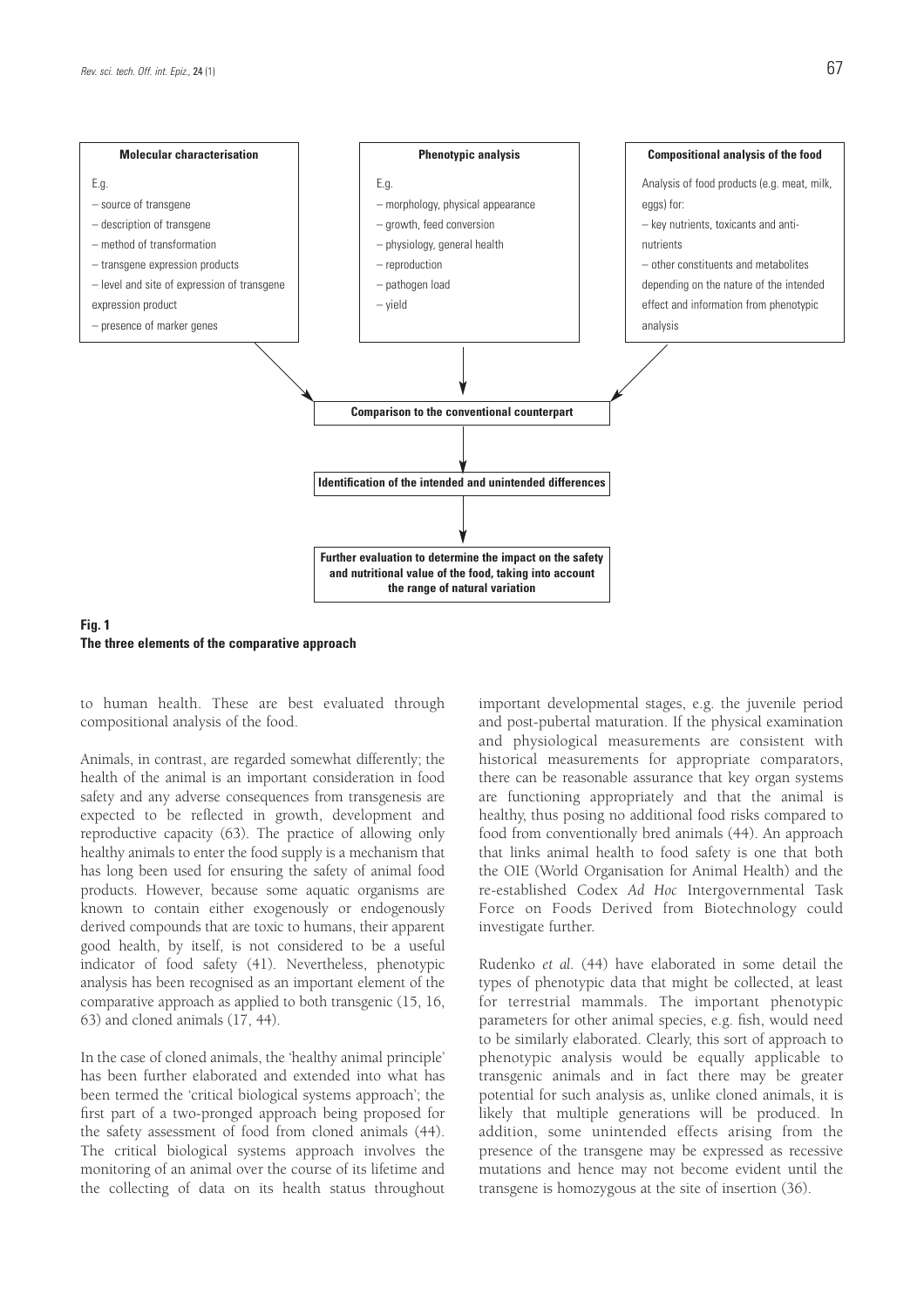**Molecular characterisation**

E.g.

– source of transgene
– description of transgene
– method of transformation
– transgene expression products
– level and site of expression of transgene expression product
– presence of marker genes

**Phenotypic analysis**

E.g.

– morphology, physical appearance
– growth, feed conversion
– physiology, general health
– reproduction
– pathogen load
– yield

**Compositional analysis of the food**

Analysis of food products (e.g. meat, milk, eggs) for:

– key nutrients, toxicants and anti-nutrients
– other constituents and metabolites depending on the nature of the intended effect and information from phenotypic analysis

**Comparison to the conventional counterpart**

**Identification of the intended and unintended differences**

**Further evaluation to determine the impact on the safety and nutritional value of the food, taking into account the range of natural variation**

**Fig. 1**
**The three elements of the comparative approach**

to human health. These are best evaluated through compositional analysis of the food.

Animals, in contrast, are regarded somewhat differently; the health of the animal is an important consideration in food safety and any adverse consequences from transgenesis are expected to be reflected in growth, development and reproductive capacity (63). The practice of allowing only healthy animals to enter the food supply is a mechanism that has long been used for ensuring the safety of animal food products. However, because some aquatic organisms are known to contain either exogenously or endogenously derived compounds that are toxic to humans, their apparent good health, by itself, is not considered to be a useful indicator of food safety (41). Nevertheless, phenotypic analysis has been recognised as an important element of the comparative approach as applied to both transgenic (15, 16, 63) and cloned animals (17, 44).

In the case of cloned animals, the 'healthy animal principle' has been further elaborated and extended into what has been termed the 'critical biological systems approach'; the first part of a two-pronged approach being proposed for the safety assessment of food from cloned animals (44). The critical biological systems approach involves the monitoring of an animal over the course of its lifetime and the collecting of data on its health status throughout important developmental stages, e.g. the juvenile period and post-pubertal maturation. If the physical examination and physiological measurements are consistent with historical measurements for appropriate comparators, there can be reasonable assurance that key organ systems are functioning appropriately and that the animal is healthy, thus posing no additional food risks compared to food from conventionally bred animals (44). An approach that links animal health to food safety is one that both the OIE (World Organisation for Animal Health) and the re-established Codex *Ad Hoc* Intergovernmental Task Force on Foods Derived from Biotechnology could investigate further.

Rudenko *et al.* (44) have elaborated in some detail the types of phenotypic data that might be collected, at least for terrestrial mammals. The important phenotypic parameters for other animal species, e.g. fish, would need to be similarly elaborated. Clearly, this sort of approach to phenotypic analysis would be equally applicable to transgenic animals and in fact there may be greater potential for such analysis as, unlike cloned animals, it is likely that multiple generations will be produced. In addition, some unintended effects arising from the presence of the transgene may be expressed as recessive mutations and hence may not become evident until the transgene is homozygous at the site of insertion (36).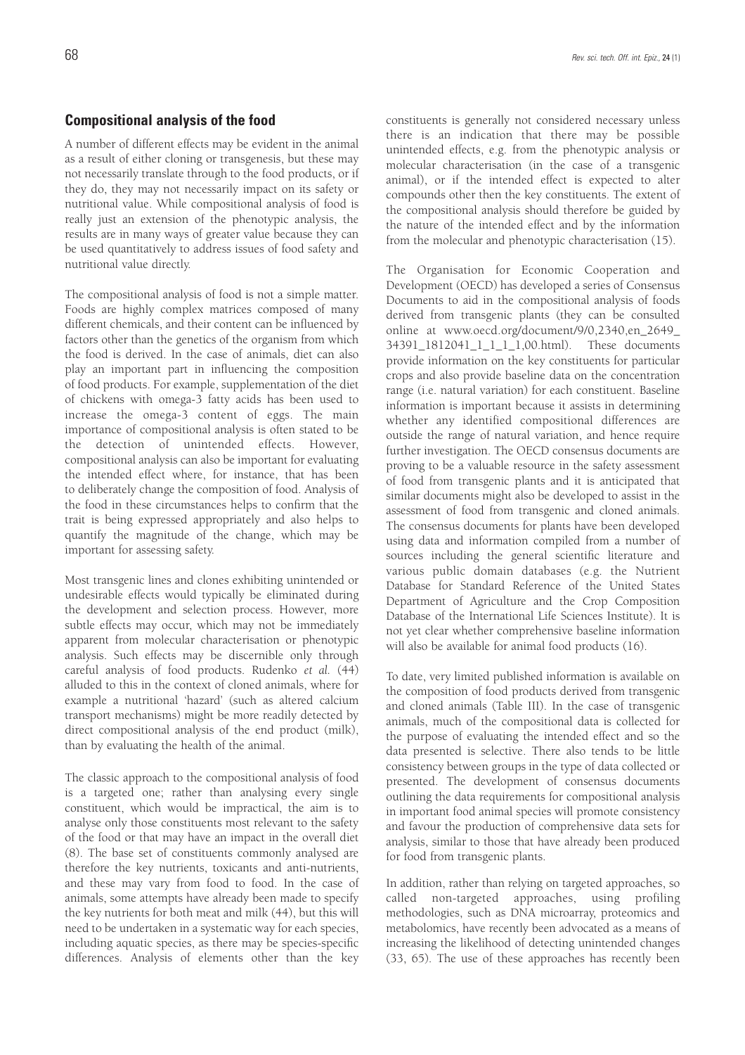## Compositional analysis of the food

A number of different effects may be evident in the animal as a result of either cloning or transgenesis, but these may not necessarily translate through to the food products, or if they do, they may not necessarily impact on its safety or nutritional value. While compositional analysis of food is really just an extension of the phenotypic analysis, the results are in many ways of greater value because they can be used quantitatively to address issues of food safety and nutritional value directly.

The compositional analysis of food is not a simple matter. Foods are highly complex matrices composed of many different chemicals, and their content can be influenced by factors other than the genetics of the organism from which the food is derived. In the case of animals, diet can also play an important part in influencing the composition of food products. For example, supplementation of the diet of chickens with omega-3 fatty acids has been used to increase the omega-3 content of eggs. The main importance of compositional analysis is often stated to be the detection of unintended effects. However, compositional analysis can also be important for evaluating the intended effect where, for instance, that has been to deliberately change the composition of food. Analysis of the food in these circumstances helps to confirm that the trait is being expressed appropriately and also helps to quantify the magnitude of the change, which may be important for assessing safety.

Most transgenic lines and clones exhibiting unintended or undesirable effects would typically be eliminated during the development and selection process. However, more subtle effects may occur, which may not be immediately apparent from molecular characterisation or phenotypic analysis. Such effects may be discernible only through careful analysis of food products. Rudenko *et al.* (44) alluded to this in the context of cloned animals, where for example a nutritional 'hazard' (such as altered calcium transport mechanisms) might be more readily detected by direct compositional analysis of the end product (milk), than by evaluating the health of the animal.

The classic approach to the compositional analysis of food is a targeted one; rather than analysing every single constituent, which would be impractical, the aim is to analyse only those constituents most relevant to the safety of the food or that may have an impact in the overall diet (8). The base set of constituents commonly analysed are therefore the key nutrients, toxicants and anti-nutrients, and these may vary from food to food. In the case of animals, some attempts have already been made to specify the key nutrients for both meat and milk (44), but this will need to be undertaken in a systematic way for each species, including aquatic species, as there may be species-specific differences. Analysis of elements other than the key constituents is generally not considered necessary unless there is an indication that there may be possible unintended effects, e.g. from the phenotypic analysis or molecular characterisation (in the case of a transgenic animal), or if the intended effect is expected to alter compounds other then the key constituents. The extent of the compositional analysis should therefore be guided by the nature of the intended effect and by the information from the molecular and phenotypic characterisation (15).

The Organisation for Economic Cooperation and Development (OECD) has developed a series of Consensus Documents to aid in the compositional analysis of foods derived from transgenic plants (they can be consulted online at www.oecd.org/document/9/0,2340,en_2649_34391_1812041_1_1_1_1,00.html). These documents provide information on the key constituents for particular crops and also provide baseline data on the concentration range (i.e. natural variation) for each constituent. Baseline information is important because it assists in determining whether any identified compositional differences are outside the range of natural variation, and hence require further investigation. The OECD consensus documents are proving to be a valuable resource in the safety assessment of food from transgenic plants and it is anticipated that similar documents might also be developed to assist in the assessment of food from transgenic and cloned animals. The consensus documents for plants have been developed using data and information compiled from a number of sources including the general scientific literature and various public domain databases (e.g. the Nutrient Database for Standard Reference of the United States Department of Agriculture and the Crop Composition Database of the International Life Sciences Institute). It is not yet clear whether comprehensive baseline information will also be available for animal food products (16).

To date, very limited published information is available on the composition of food products derived from transgenic and cloned animals (Table III). In the case of transgenic animals, much of the compositional data is collected for the purpose of evaluating the intended effect and so the data presented is selective. There also tends to be little consistency between groups in the type of data collected or presented. The development of consensus documents outlining the data requirements for compositional analysis in important food animal species will promote consistency and favour the production of comprehensive data sets for analysis, similar to those that have already been produced for food from transgenic plants.

In addition, rather than relying on targeted approaches, so called non-targeted approaches, using profiling methodologies, such as DNA microarray, proteomics and metabolomics, have recently been advocated as a means of increasing the likelihood of detecting unintended changes (33, 65). The use of these approaches has recently been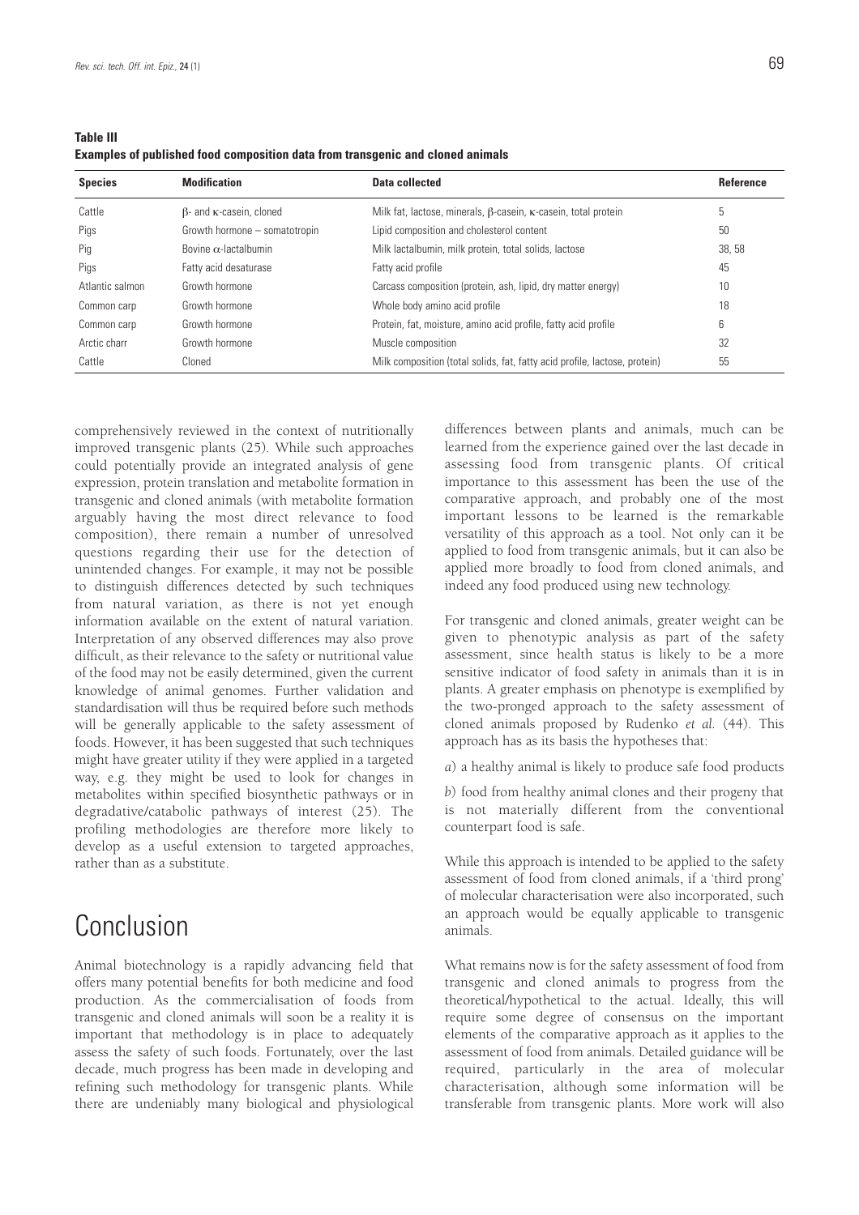**Table III**
**Examples of published food composition data from transgenic and cloned animals**

| Species | Modification | Data collected | Reference |
|---|---|---|---|
| Cattle | β- and κ-casein, cloned | Milk fat, lactose, minerals, β-casein, κ-casein, total protein | 5 |
| Pigs | Growth hormone – somatotropin | Lipid composition and cholesterol content | 50 |
| Pig | Bovine α-lactalbumin | Milk lactalbumin, milk protein, total solids, lactose | 38, 58 |
| Pigs | Fatty acid desaturase | Fatty acid profile | 45 |
| Atlantic salmon | Growth hormone | Carcass composition (protein, ash, lipid, dry matter energy) | 10 |
| Common carp | Growth hormone | Whole body amino acid profile | 18 |
| Common carp | Growth hormone | Protein, fat, moisture, amino acid profile, fatty acid profile | 6 |
| Arctic charr | Growth hormone | Muscle composition | 32 |
| Cattle | Cloned | Milk composition (total solids, fat, fatty acid profile, lactose, protein) | 55 |

comprehensively reviewed in the context of nutritionally improved transgenic plants (25). While such approaches could potentially provide an integrated analysis of gene expression, protein translation and metabolite formation in transgenic and cloned animals (with metabolite formation arguably having the most direct relevance to food composition), there remain a number of unresolved questions regarding their use for the detection of unintended changes. For example, it may not be possible to distinguish differences detected by such techniques from natural variation, as there is not yet enough information available on the extent of natural variation. Interpretation of any observed differences may also prove difficult, as their relevance to the safety or nutritional value of the food may not be easily determined, given the current knowledge of animal genomes. Further validation and standardisation will thus be required before such methods will be generally applicable to the safety assessment of foods. However, it has been suggested that such techniques might have greater utility if they were applied in a targeted way, e.g. they might be used to look for changes in metabolites within specified biosynthetic pathways or in degradative/catabolic pathways of interest (25). The profiling methodologies are therefore more likely to develop as a useful extension to targeted approaches, rather than as a substitute.

# Conclusion

Animal biotechnology is a rapidly advancing field that offers many potential benefits for both medicine and food production. As the commercialisation of foods from transgenic and cloned animals will soon be a reality it is important that methodology is in place to adequately assess the safety of such foods. Fortunately, over the last decade, much progress has been made in developing and refining such methodology for transgenic plants. While there are undeniably many biological and physiological differences between plants and animals, much can be learned from the experience gained over the last decade in assessing food from transgenic plants. Of critical importance to this assessment has been the use of the comparative approach, and probably one of the most important lessons to be learned is the remarkable versatility of this approach as a tool. Not only can it be applied to food from transgenic animals, but it can also be applied more broadly to food from cloned animals, and indeed any food produced using new technology.

For transgenic and cloned animals, greater weight can be given to phenotypic analysis as part of the safety assessment, since health status is likely to be a more sensitive indicator of food safety in animals than it is in plants. A greater emphasis on phenotype is exemplified by the two-pronged approach to the safety assessment of cloned animals proposed by Rudenko *et al.* (44). This approach has as its basis the hypotheses that:

*a*) a healthy animal is likely to produce safe food products

*b*) food from healthy animal clones and their progeny that is not materially different from the conventional counterpart food is safe.

While this approach is intended to be applied to the safety assessment of food from cloned animals, if a 'third prong' of molecular characterisation were also incorporated, such an approach would be equally applicable to transgenic animals.

What remains now is for the safety assessment of food from transgenic and cloned animals to progress from the theoretical/hypothetical to the actual. Ideally, this will require some degree of consensus on the important elements of the comparative approach as it applies to the assessment of food from animals. Detailed guidance will be required, particularly in the area of molecular characterisation, although some information will be transferable from transgenic plants. More work will also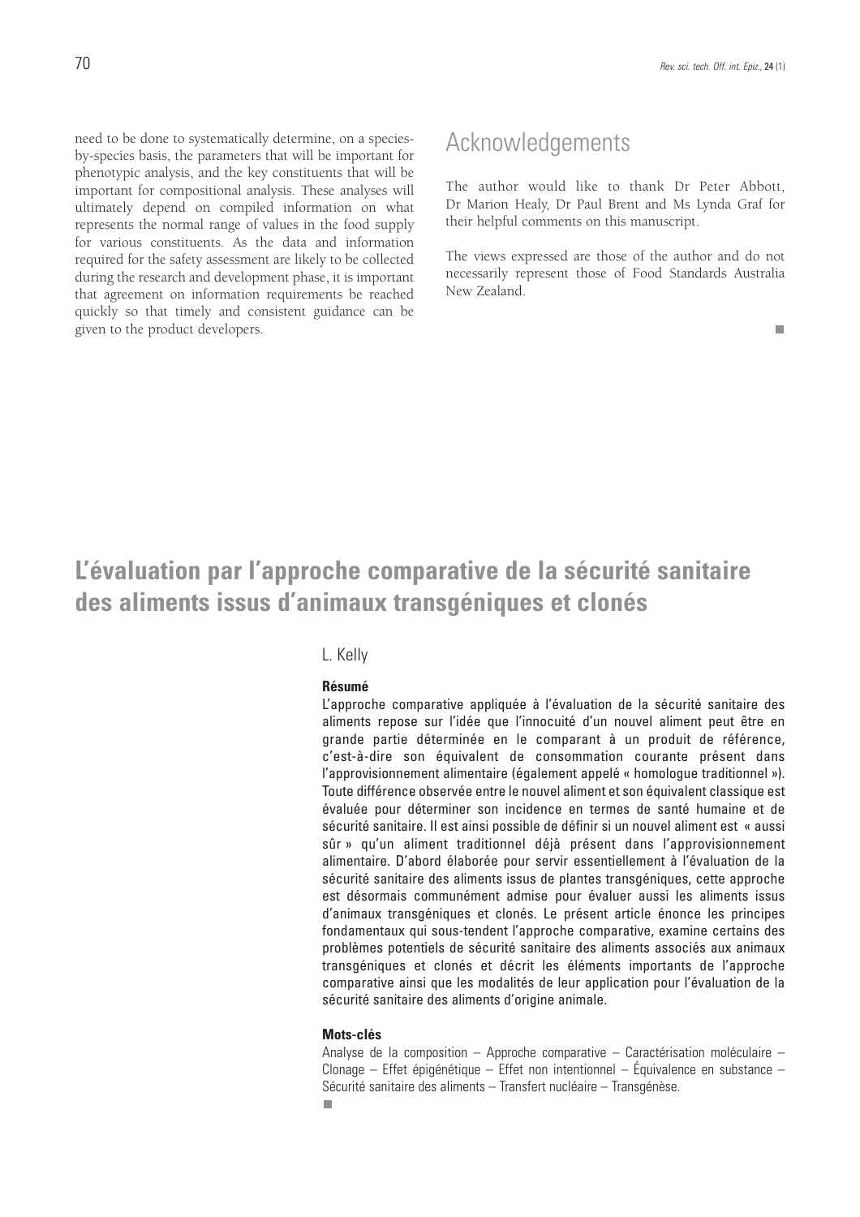need to be done to systematically determine, on a species-by-species basis, the parameters that will be important for phenotypic analysis, and the key constituents that will be important for compositional analysis. These analyses will ultimately depend on compiled information on what represents the normal range of values in the food supply for various constituents. As the data and information required for the safety assessment are likely to be collected during the research and development phase, it is important that agreement on information requirements be reached quickly so that timely and consistent guidance can be given to the product developers.

## Acknowledgements

The author would like to thank Dr Peter Abbott, Dr Marion Healy, Dr Paul Brent and Ms Lynda Graf for their helpful comments on this manuscript.

The views expressed are those of the author and do not necessarily represent those of Food Standards Australia New Zealand.

■

# L'évaluation par l'approche comparative de la sécurité sanitaire des aliments issus d'animaux transgéniques et clonés

L. Kelly

### Résumé

L'approche comparative appliquée à l'évaluation de la sécurité sanitaire des aliments repose sur l'idée que l'innocuité d'un nouvel aliment peut être en grande partie déterminée en le comparant à un produit de référence, c'est-à-dire son équivalent de consommation courante présent dans l'approvisionnement alimentaire (également appelé « homologue traditionnel »). Toute différence observée entre le nouvel aliment et son équivalent classique est évaluée pour déterminer son incidence en termes de santé humaine et de sécurité sanitaire. Il est ainsi possible de définir si un nouvel aliment est « aussi sûr » qu'un aliment traditionnel déjà présent dans l'approvisionnement alimentaire. D'abord élaborée pour servir essentiellement à l'évaluation de la sécurité sanitaire des aliments issus de plantes transgéniques, cette approche est désormais communément admise pour évaluer aussi les aliments issus d'animaux transgéniques et clonés. Le présent article énonce les principes fondamentaux qui sous-tendent l'approche comparative, examine certains des problèmes potentiels de sécurité sanitaire des aliments associés aux animaux transgéniques et clonés et décrit les éléments importants de l'approche comparative ainsi que les modalités de leur application pour l'évaluation de la sécurité sanitaire des aliments d'origine animale.

### Mots-clés

Analyse de la composition – Approche comparative – Caractérisation moléculaire – Clonage – Effet épigénétique – Effet non intentionnel – Équivalence en substance – Sécurité sanitaire des aliments – Transfert nucléaire – Transgénèse.

■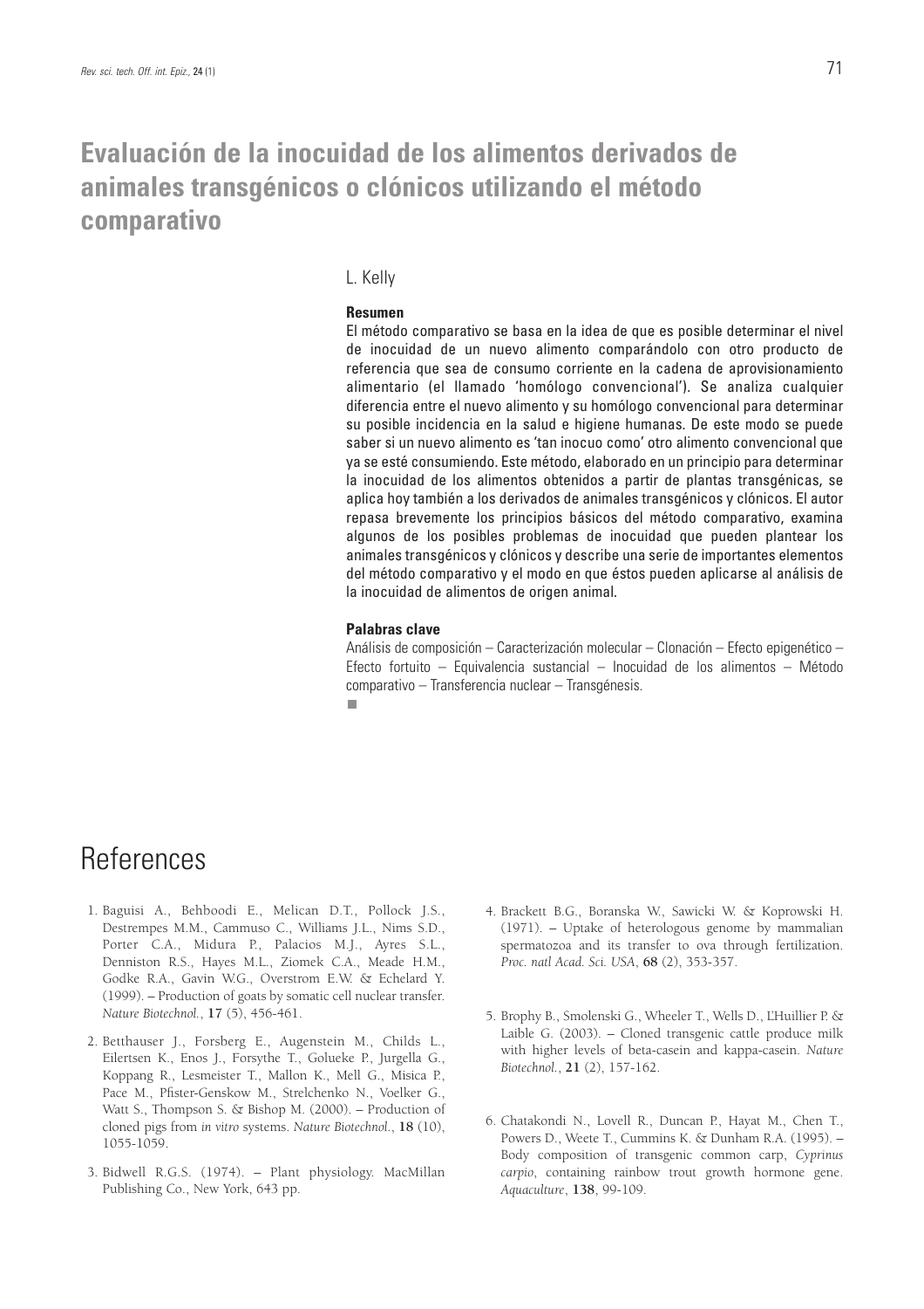# Evaluación de la inocuidad de los alimentos derivados de animales transgénicos o clónicos utilizando el método comparativo

L. Kelly

**Resumen**

El método comparativo se basa en la idea de que es posible determinar el nivel de inocuidad de un nuevo alimento comparándolo con otro producto de referencia que sea de consumo corriente en la cadena de aprovisionamiento alimentario (el llamado 'homólogo convencional'). Se analiza cualquier diferencia entre el nuevo alimento y su homólogo convencional para determinar su posible incidencia en la salud e higiene humanas. De este modo se puede saber si un nuevo alimento es 'tan inocuo como' otro alimento convencional que ya se esté consumiendo. Este método, elaborado en un principio para determinar la inocuidad de los alimentos obtenidos a partir de plantas transgénicas, se aplica hoy también a los derivados de animales transgénicos y clónicos. El autor repasa brevemente los principios básicos del método comparativo, examina algunos de los posibles problemas de inocuidad que pueden plantear los animales transgénicos y clónicos y describe una serie de importantes elementos del método comparativo y el modo en que éstos pueden aplicarse al análisis de la inocuidad de alimentos de origen animal.

**Palabras clave**

Análisis de composición – Caracterización molecular – Clonación – Efecto epigenético – Efecto fortuito – Equivalencia sustancial – Inocuidad de los alimentos – Método comparativo – Transferencia nuclear – Transgénesis.

# References

1. Baguisi A., Behboodi E., Melican D.T., Pollock J.S., Destrempes M.M., Cammuso C., Williams J.L., Nims S.D., Porter C.A., Midura P., Palacios M.J., Ayres S.L., Denniston R.S., Hayes M.L., Ziomek C.A., Meade H.M., Godke R.A., Gavin W.G., Overstrom E.W. & Echelard Y. (1999). – Production of goats by somatic cell nuclear transfer. *Nature Biotechnol.*, **17** (5), 456-461.

2. Betthauser J., Forsberg E., Augenstein M., Childs L., Eilertsen K., Enos J., Forsythe T., Golueke P., Jurgella G., Koppang R., Lesmeister T., Mallon K., Mell G., Misica P., Pace M., Pfister-Genskow M., Strelchenko N., Voelker G., Watt S., Thompson S. & Bishop M. (2000). – Production of cloned pigs from *in vitro* systems. *Nature Biotechnol.*, **18** (10), 1055-1059.

3. Bidwell R.G.S. (1974). – Plant physiology. MacMillan Publishing Co., New York, 643 pp.

4. Brackett B.G., Boranska W., Sawicki W. & Koprowski H. (1971). – Uptake of heterologous genome by mammalian spermatozoa and its transfer to ova through fertilization. *Proc. natl Acad. Sci. USA*, **68** (2), 353-357.

5. Brophy B., Smolenski G., Wheeler T., Wells D., L'Huillier P. & Laible G. (2003). – Cloned transgenic cattle produce milk with higher levels of beta-casein and kappa-casein. *Nature Biotechnol.*, **21** (2), 157-162.

6. Chatakondi N., Lovell R., Duncan P., Hayat M., Chen T., Powers D., Weete T., Cummins K. & Dunham R.A. (1995). – Body composition of transgenic common carp, *Cyprinus carpio*, containing rainbow trout growth hormone gene. *Aquaculture*, **138**, 99-109.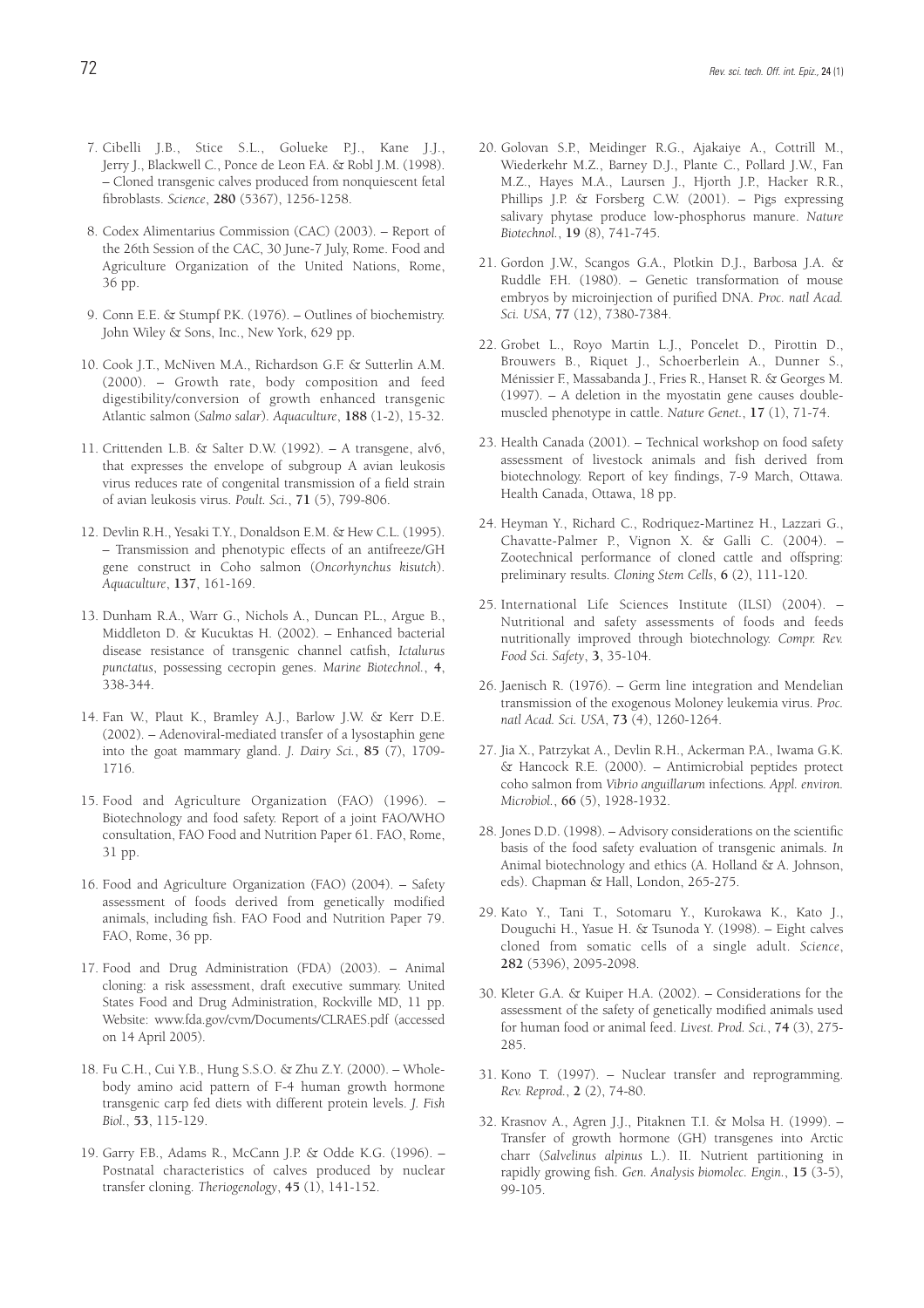7. Cibelli J.B., Stice S.L., Golueke P.J., Kane J.J., Jerry J., Blackwell C., Ponce de Leon F.A. & Robl J.M. (1998). – Cloned transgenic calves produced from nonquiescent fetal fibroblasts. *Science*, **280** (5367), 1256-1258.

8. Codex Alimentarius Commission (CAC) (2003). – Report of the 26th Session of the CAC, 30 June-7 July, Rome. Food and Agriculture Organization of the United Nations, Rome, 36 pp.

9. Conn E.E. & Stumpf P.K. (1976). – Outlines of biochemistry. John Wiley & Sons, Inc., New York, 629 pp.

10. Cook J.T., McNiven M.A., Richardson G.F. & Sutterlin A.M. (2000). – Growth rate, body composition and feed digestibility/conversion of growth enhanced transgenic Atlantic salmon (*Salmo salar*). *Aquaculture*, **188** (1-2), 15-32.

11. Crittenden L.B. & Salter D.W. (1992). – A transgene, alv6, that expresses the envelope of subgroup A avian leukosis virus reduces rate of congenital transmission of a field strain of avian leukosis virus. *Poult. Sci.*, **71** (5), 799-806.

12. Devlin R.H., Yesaki T.Y., Donaldson E.M. & Hew C.L. (1995). – Transmission and phenotypic effects of an antifreeze/GH gene construct in Coho salmon (*Oncorhynchus kisutch*). *Aquaculture*, **137**, 161-169.

13. Dunham R.A., Warr G., Nichols A., Duncan P.L., Argue B., Middleton D. & Kucuktas H. (2002). – Enhanced bacterial disease resistance of transgenic channel catfish, *Ictalurus punctatus*, possessing cecropin genes. *Marine Biotechnol.*, **4**, 338-344.

14. Fan W., Plaut K., Bramley A.J., Barlow J.W. & Kerr D.E. (2002). – Adenoviral-mediated transfer of a lysostaphin gene into the goat mammary gland. *J. Dairy Sci.*, **85** (7), 1709-1716.

15. Food and Agriculture Organization (FAO) (1996). – Biotechnology and food safety. Report of a joint FAO/WHO consultation, FAO Food and Nutrition Paper 61. FAO, Rome, 31 pp.

16. Food and Agriculture Organization (FAO) (2004). – Safety assessment of foods derived from genetically modified animals, including fish. FAO Food and Nutrition Paper 79. FAO, Rome, 36 pp.

17. Food and Drug Administration (FDA) (2003). – Animal cloning: a risk assessment, draft executive summary. United States Food and Drug Administration, Rockville MD, 11 pp. Website: www.fda.gov/cvm/Documents/CLRAES.pdf (accessed on 14 April 2005).

18. Fu C.H., Cui Y.B., Hung S.S.O. & Zhu Z.Y. (2000). – Whole-body amino acid pattern of F-4 human growth hormone transgenic carp fed diets with different protein levels. *J. Fish Biol.*, **53**, 115-129.

19. Garry F.B., Adams R., McCann J.P. & Odde K.G. (1996). – Postnatal characteristics of calves produced by nuclear transfer cloning. *Theriogenology*, **45** (1), 141-152.

20. Golovan S.P., Meidinger R.G., Ajakaiye A., Cottrill M., Wiederkehr M.Z., Barney D.J., Plante C., Pollard J.W., Fan M.Z., Hayes M.A., Laursen J., Hjorth J.P., Hacker R.R., Phillips J.P. & Forsberg C.W. (2001). – Pigs expressing salivary phytase produce low-phosphorus manure. *Nature Biotechnol.*, **19** (8), 741-745.

21. Gordon J.W., Scangos G.A., Plotkin D.J., Barbosa J.A. & Ruddle F.H. (1980). – Genetic transformation of mouse embryos by microinjection of purified DNA. *Proc. natl Acad. Sci. USA*, **77** (12), 7380-7384.

22. Grobet L., Royo Martin L.J., Poncelet D., Pirottin D., Brouwers B., Riquet J., Schoeberlein A., Dunner S., Ménissier F., Massabanda J., Fries R., Hanset R. & Georges M. (1997). – A deletion in the myostatin gene causes double-muscled phenotype in cattle. *Nature Genet.*, **17** (1), 71-74.

23. Health Canada (2001). – Technical workshop on food safety assessment of livestock animals and fish derived from biotechnology. Report of key findings, 7-9 March, Ottawa. Health Canada, Ottawa, 18 pp.

24. Heyman Y., Richard C., Rodriquez-Martinez H., Lazzari G., Chavatte-Palmer P., Vignon X. & Galli C. (2004). – Zootechnical performance of cloned cattle and offspring: preliminary results. *Cloning Stem Cells*, **6** (2), 111-120.

25. International Life Sciences Institute (ILSI) (2004). – Nutritional and safety assessments of foods and feeds nutritionally improved through biotechnology. *Compr. Rev. Food Sci. Safety*, **3**, 35-104.

26. Jaenisch R. (1976). – Germ line integration and Mendelian transmission of the exogenous Moloney leukemia virus. *Proc. natl Acad. Sci. USA*, **73** (4), 1260-1264.

27. Jia X., Patrzykat A., Devlin R.H., Ackerman P.A., Iwama G.K. & Hancock R.E. (2000). – Antimicrobial peptides protect coho salmon from *Vibrio anguillarum* infections. *Appl. environ. Microbiol.*, **66** (5), 1928-1932.

28. Jones D.D. (1998). – Advisory considerations on the scientific basis of the food safety evaluation of transgenic animals. *In* Animal biotechnology and ethics (A. Holland & A. Johnson, eds). Chapman & Hall, London, 265-275.

29. Kato Y., Tani T., Sotomaru Y., Kurokawa K., Kato J., Douguchi H., Yasue H. & Tsunoda Y. (1998). – Eight calves cloned from somatic cells of a single adult. *Science*, **282** (5396), 2095-2098.

30. Kleter G.A. & Kuiper H.A. (2002). – Considerations for the assessment of the safety of genetically modified animals used for human food or animal feed. *Livest. Prod. Sci.*, **74** (3), 275-285.

31. Kono T. (1997). – Nuclear transfer and reprogramming. *Rev. Reprod.*, **2** (2), 74-80.

32. Krasnov A., Agren J.J., Pitaknen T.I. & Molsa H. (1999). – Transfer of growth hormone (GH) transgenes into Arctic charr (*Salvelinus alpinus* L.). II. Nutrient partitioning in rapidly growing fish. *Gen. Analysis biomolec. Engin.*, **15** (3-5), 99-105.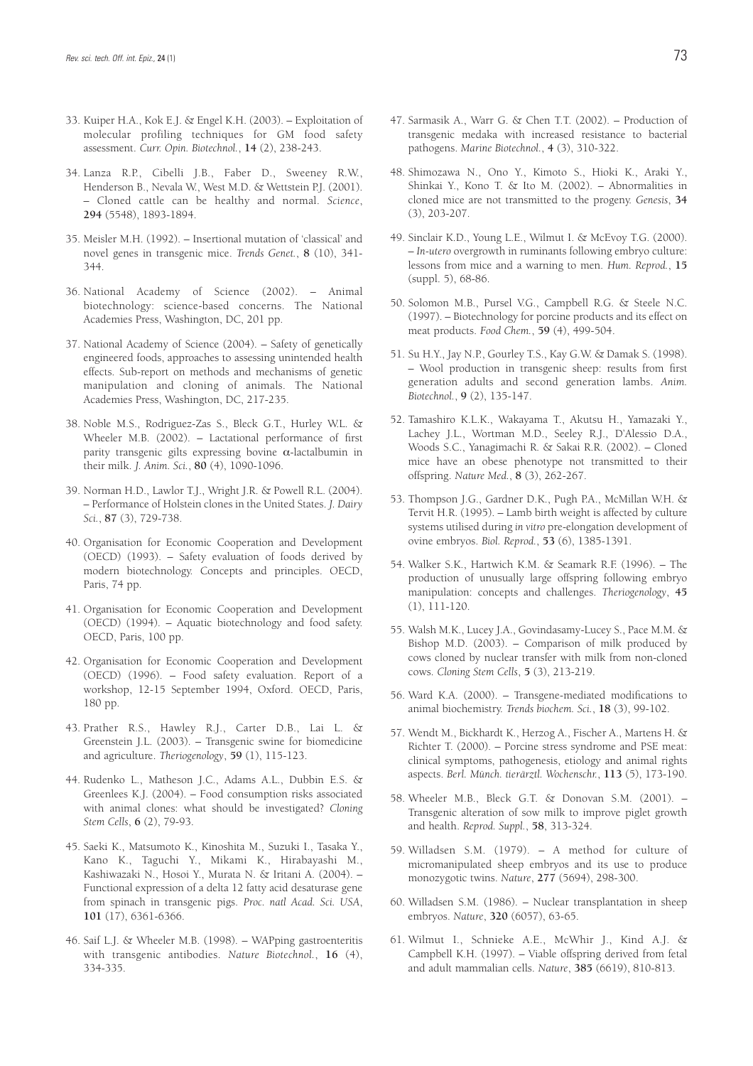33. Kuiper H.A., Kok E.J. & Engel K.H. (2003). – Exploitation of molecular profiling techniques for GM food safety assessment. *Curr. Opin. Biotechnol.*, **14** (2), 238-243.

34. Lanza R.P., Cibelli J.B., Faber D., Sweeney R.W., Henderson B., Nevala W., West M.D. & Wettstein P.J. (2001). – Cloned cattle can be healthy and normal. *Science*, **294** (5548), 1893-1894.

35. Meisler M.H. (1992). – Insertional mutation of 'classical' and novel genes in transgenic mice. *Trends Genet.*, **8** (10), 341-344.

36. National Academy of Science (2002). – Animal biotechnology: science-based concerns. The National Academies Press, Washington, DC, 201 pp.

37. National Academy of Science (2004). – Safety of genetically engineered foods, approaches to assessing unintended health effects. Sub-report on methods and mechanisms of genetic manipulation and cloning of animals. The National Academies Press, Washington, DC, 217-235.

38. Noble M.S., Rodriguez-Zas S., Bleck G.T., Hurley W.L. & Wheeler M.B. (2002). – Lactational performance of first parity transgenic gilts expressing bovine $\alpha$-lactalbumin in their milk. *J. Anim. Sci.*, **80** (4), 1090-1096.

39. Norman H.D., Lawlor T.J., Wright J.R. & Powell R.L. (2004). – Performance of Holstein clones in the United States. *J. Dairy Sci.*, **87** (3), 729-738.

40. Organisation for Economic Cooperation and Development (OECD) (1993). – Safety evaluation of foods derived by modern biotechnology. Concepts and principles. OECD, Paris, 74 pp.

41. Organisation for Economic Cooperation and Development (OECD) (1994). – Aquatic biotechnology and food safety. OECD, Paris, 100 pp.

42. Organisation for Economic Cooperation and Development (OECD) (1996). – Food safety evaluation. Report of a workshop, 12-15 September 1994, Oxford. OECD, Paris, 180 pp.

43. Prather R.S., Hawley R.J., Carter D.B., Lai L. & Greenstein J.L. (2003). – Transgenic swine for biomedicine and agriculture. *Theriogenology*, **59** (1), 115-123.

44. Rudenko L., Matheson J.C., Adams A.L., Dubbin E.S. & Greenlees K.J. (2004). – Food consumption risks associated with animal clones: what should be investigated? *Cloning Stem Cells*, **6** (2), 79-93.

45. Saeki K., Matsumoto K., Kinoshita M., Suzuki I., Tasaka Y., Kano K., Taguchi Y., Mikami K., Hirabayashi M., Kashiwazaki N., Hosoi Y., Murata N. & Iritani A. (2004). – Functional expression of a delta 12 fatty acid desaturase gene from spinach in transgenic pigs. *Proc. natl Acad. Sci. USA*, **101** (17), 6361-6366.

46. Saif L.J. & Wheeler M.B. (1998). – WAPping gastroenteritis with transgenic antibodies. *Nature Biotechnol.*, **16** (4), 334-335.

47. Sarmasik A., Warr G. & Chen T.T. (2002). – Production of transgenic medaka with increased resistance to bacterial pathogens. *Marine Biotechnol.*, **4** (3), 310-322.

48. Shimozawa N., Ono Y., Kimoto S., Hioki K., Araki Y., Shinkai Y., Kono T. & Ito M. (2002). – Abnormalities in cloned mice are not transmitted to the progeny. *Genesis*, **34** (3), 203-207.

49. Sinclair K.D., Young L.E., Wilmut I. & McEvoy T.G. (2000). – *In-utero* overgrowth in ruminants following embryo culture: lessons from mice and a warning to men. *Hum. Reprod.*, **15** (suppl. 5), 68-86.

50. Solomon M.B., Pursel V.G., Campbell R.G. & Steele N.C. (1997). – Biotechnology for porcine products and its effect on meat products. *Food Chem.*, **59** (4), 499-504.

51. Su H.Y., Jay N.P., Gourley T.S., Kay G.W. & Damak S. (1998). – Wool production in transgenic sheep: results from first generation adults and second generation lambs. *Anim. Biotechnol.*, **9** (2), 135-147.

52. Tamashiro K.L.K., Wakayama T., Akutsu H., Yamazaki Y., Lachey J.L., Wortman M.D., Seeley R.J., D'Alessio D.A., Woods S.C., Yanagimachi R. & Sakai R.R. (2002). – Cloned mice have an obese phenotype not transmitted to their offspring. *Nature Med.*, **8** (3), 262-267.

53. Thompson J.G., Gardner D.K., Pugh P.A., McMillan W.H. & Tervit H.R. (1995). – Lamb birth weight is affected by culture systems utilised during *in vitro* pre-elongation development of ovine embryos. *Biol. Reprod.*, **53** (6), 1385-1391.

54. Walker S.K., Hartwich K.M. & Seamark R.F. (1996). – The production of unusually large offspring following embryo manipulation: concepts and challenges. *Theriogenology*, **45** (1), 111-120.

55. Walsh M.K., Lucey J.A., Govindasamy-Lucey S., Pace M.M. & Bishop M.D. (2003). – Comparison of milk produced by cows cloned by nuclear transfer with milk from non-cloned cows. *Cloning Stem Cells*, **5** (3), 213-219.

56. Ward K.A. (2000). – Transgene-mediated modifications to animal biochemistry. *Trends biochem. Sci.*, **18** (3), 99-102.

57. Wendt M., Bickhardt K., Herzog A., Fischer A., Martens H. & Richter T. (2000). – Porcine stress syndrome and PSE meat: clinical symptoms, pathogenesis, etiology and animal rights aspects. *Berl. Münch. tierärztl. Wochenschr.*, **113** (5), 173-190.

58. Wheeler M.B., Bleck G.T. & Donovan S.M. (2001). – Transgenic alteration of sow milk to improve piglet growth and health. *Reprod. Suppl.*, **58**, 313-324.

59. Willadsen S.M. (1979). – A method for culture of micromanipulated sheep embryos and its use to produce monozygotic twins. *Nature*, **277** (5694), 298-300.

60. Willadsen S.M. (1986). – Nuclear transplantation in sheep embryos. *Nature*, **320** (6057), 63-65.

61. Wilmut I., Schnieke A.E., McWhir J., Kind A.J. & Campbell K.H. (1997). – Viable offspring derived from fetal and adult mammalian cells. *Nature*, **385** (6619), 810-813.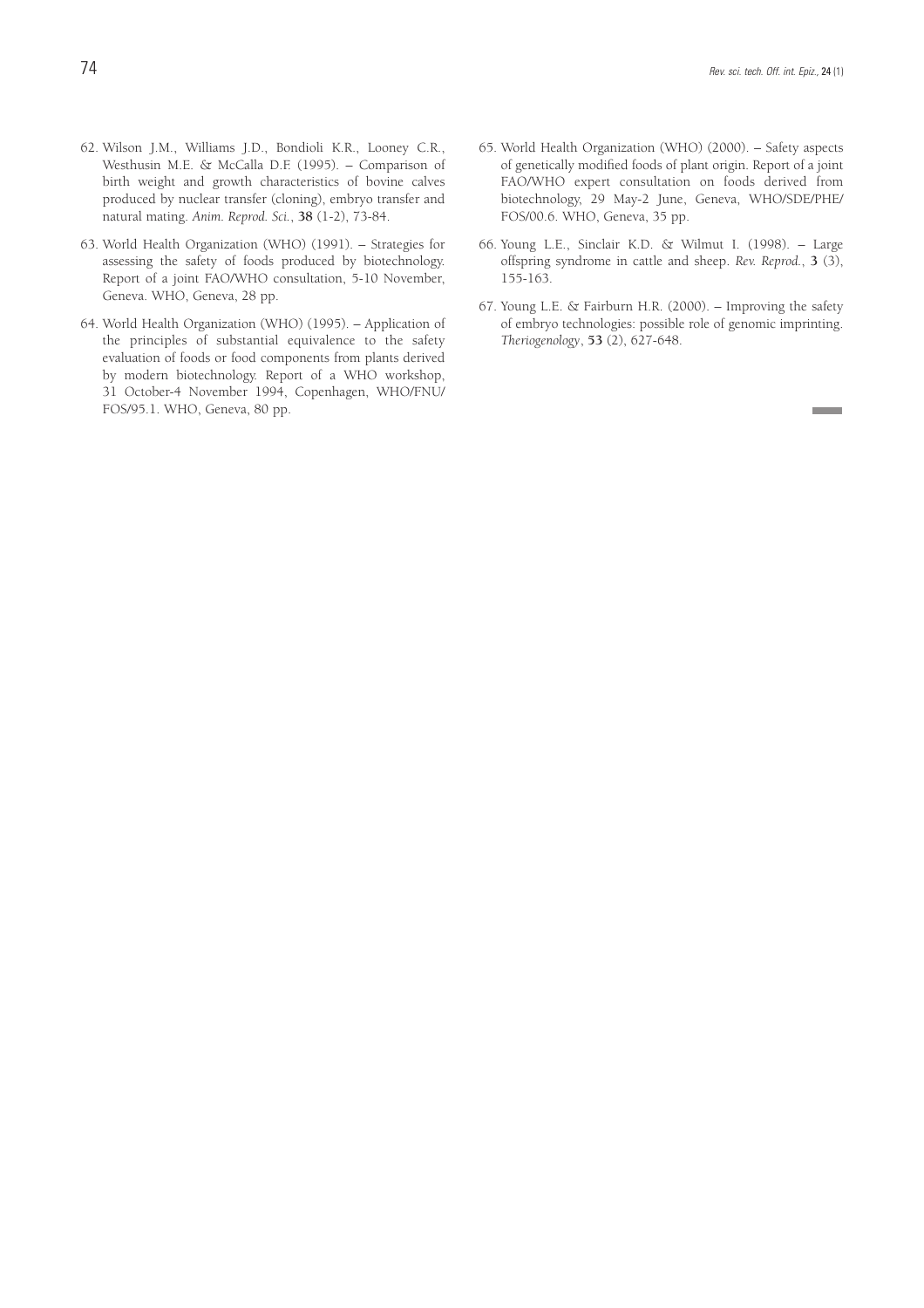62. Wilson J.M., Williams J.D., Bondioli K.R., Looney C.R., Westhusin M.E. & McCalla D.F. (1995). – Comparison of birth weight and growth characteristics of bovine calves produced by nuclear transfer (cloning), embryo transfer and natural mating. *Anim. Reprod. Sci.*, **38** (1-2), 73-84.

63. World Health Organization (WHO) (1991). – Strategies for assessing the safety of foods produced by biotechnology. Report of a joint FAO/WHO consultation, 5-10 November, Geneva. WHO, Geneva, 28 pp.

64. World Health Organization (WHO) (1995). – Application of the principles of substantial equivalence to the safety evaluation of foods or food components from plants derived by modern biotechnology. Report of a WHO workshop, 31 October-4 November 1994, Copenhagen, WHO/FNU/FOS/95.1. WHO, Geneva, 80 pp.

65. World Health Organization (WHO) (2000). – Safety aspects of genetically modified foods of plant origin. Report of a joint FAO/WHO expert consultation on foods derived from biotechnology, 29 May-2 June, Geneva, WHO/SDE/PHE/FOS/00.6. WHO, Geneva, 35 pp.

66. Young L.E., Sinclair K.D. & Wilmut I. (1998). – Large offspring syndrome in cattle and sheep. *Rev. Reprod.*, **3** (3), 155-163.

67. Young L.E. & Fairburn H.R. (2000). – Improving the safety of embryo technologies: possible role of genomic imprinting. *Theriogenology*, **53** (2), 627-648.